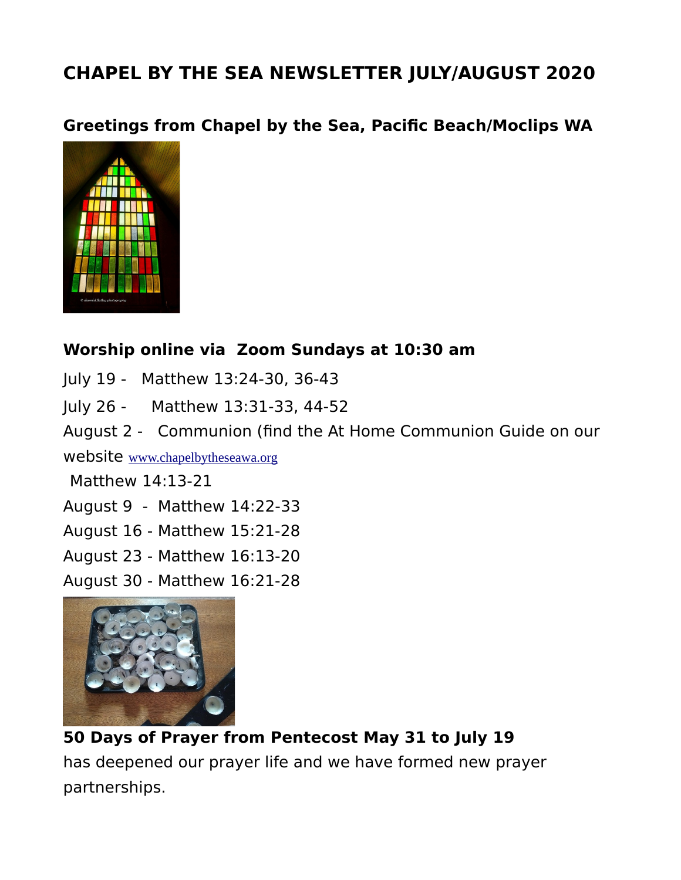# CHAPEL BY THE SEA NEWSLETTER JULY/AUGUST 2020

## Greetings from Chapel by the Sea, Pacific Beach/Moclips WA

## Worship online via Zoom Sundays at 10:30 am

July 19 - Matthew 13:24-30, 36-43

July 26 - Matthew 13:31-33, 44-52

August 2 - Communion (find the At Home Communion Guide on our website www.chapelbytheseawa.org

Matthew 14:13-21

August 9 - Matthew 14:22-33

August 16 - Matthew 15:21-28

August 23 - Matthew 16:13-20

August 30 - Matthew 16:21-28

**50 Days of Prayer from Pentecost May 31 to July 19**
has deepened our prayer life and we have formed new prayer partnerships.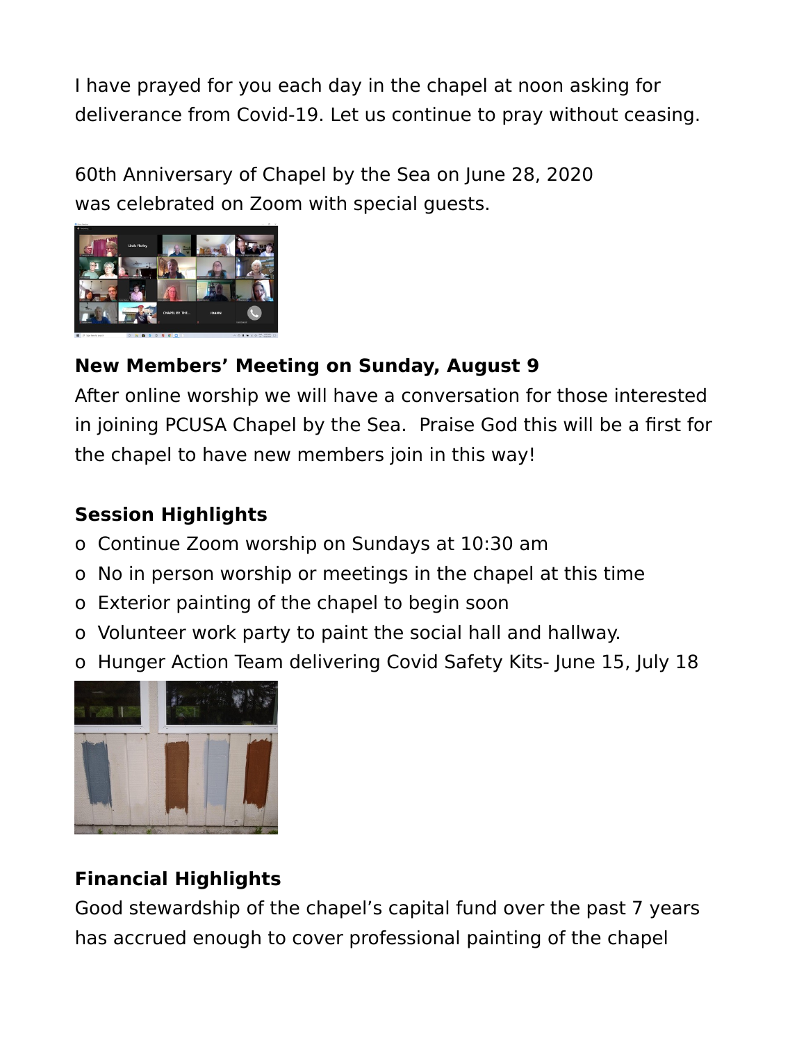I have prayed for you each day in the chapel at noon asking for deliverance from Covid-19. Let us continue to pray without ceasing.

60th Anniversary of Chapel by the Sea on June 28, 2020 was celebrated on Zoom with special guests.

**New Members' Meeting on Sunday, August 9**

After online worship we will have a conversation for those interested in joining PCUSA Chapel by the Sea.  Praise God this will be a first for the chapel to have new members join in this way!

**Session Highlights**

- Continue Zoom worship on Sundays at 10:30 am
- No in person worship or meetings in the chapel at this time
- Exterior painting of the chapel to begin soon
- Volunteer work party to paint the social hall and hallway.
- Hunger Action Team delivering Covid Safety Kits- June 15, July 18

**Financial Highlights**

Good stewardship of the chapel's capital fund over the past 7 years has accrued enough to cover professional painting of the chapel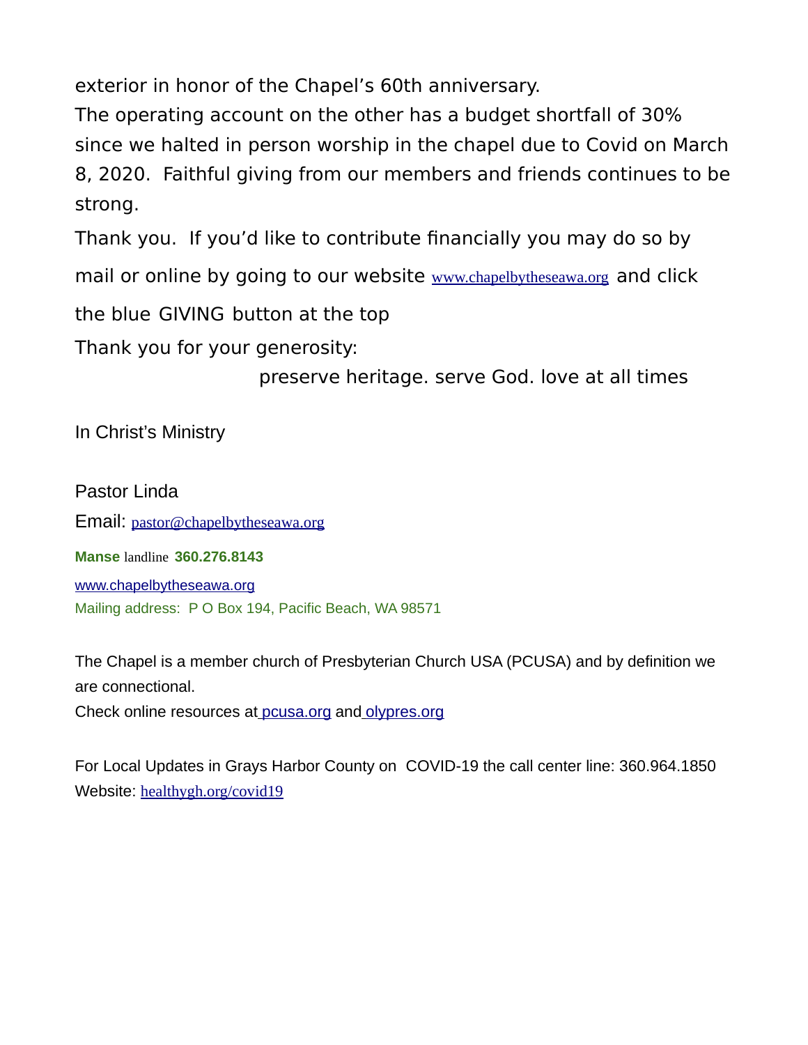exterior in honor of the Chapel's 60th anniversary.
The operating account on the other has a budget shortfall of 30% since we halted in person worship in the chapel due to Covid on March 8, 2020. Faithful giving from our members and friends continues to be strong.

Thank you. If you'd like to contribute financially you may do so by mail or online by going to our website www.chapelbytheseawa.org and click the blue GIVING button at the top

Thank you for your generosity:

preserve heritage. serve God. love at all times

In Christ's Ministry

Pastor Linda
Email: pastor@chapelbytheseawa.org

**Manse** landline **360.276.8143**

www.chapelbytheseawa.org
Mailing address: P O Box 194, Pacific Beach, WA 98571

The Chapel is a member church of Presbyterian Church USA (PCUSA) and by definition we are connectional.
Check online resources at pcusa.org and olypres.org

For Local Updates in Grays Harbor County on COVID-19 the call center line: 360.964.1850
Website: healthygh.org/covid19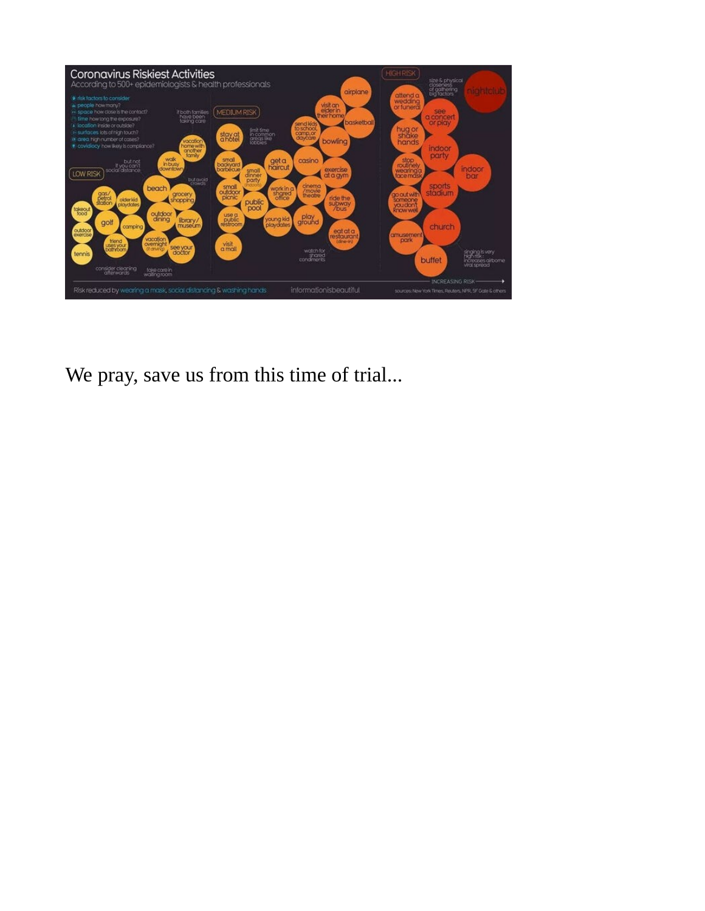Coronavirus Riskiest Activities
According to 500+ epidemiologists & health professionals

risk factors to consider
people how many?
space how close is the contact?
time how long the exposure?
location inside or outside?
surfaces lots of high touch?
area high number of cases?
covidiocy how likely is compliance?

LOW RISK
takeout food
outdoor exercise
tennis
gas/petrol station
golf
friend uses your bathroom
older kid playdates
camping
vacation overnight (if driving)
beach
grocery shopping
outdoor dining
library/museum
see your doctor
walk in busy downtown
vacation home with another family
but not if you can't social distance
if both families have been taking care
but avoid crowds
consider cleaning afterwards
take care in waiting room

MEDIUM RISK
stay at a hotel
limit time in common areas like lobbies
small backyard barbecue
small outdoor picnic
use a public restroom
visit a mall
small dinner party (indoors)
public pool
get a haircut
work in a shared office
young kid playdates
casino
cinema /movie theatre
play ground
send kids to school, camp, or daycare
visit an elder in their home
bowling
exercise at a gym
ride the subway /bus
eat at a restaurant (dine-in)
watch for shared condiments
airplane
basketball

HIGH RISK
size & physical closeness of gathering big factors
nightclub
attend a wedding or funeral
hug or shake hands
stop routinely wearing a face mask
go out with someone you don't know well
amusement park
see a concert or play
indoor party
sports stadium
church
buffet
indoor bar
singing is very high risk: increases airborne viral spread

Risk reduced by wearing a mask, social distancing & washing hands
informationisbeautiful
INCREASING RISK
sources: New York Times, Reuters, NPR, SF Gate & others

We pray, save us from this time of trial...